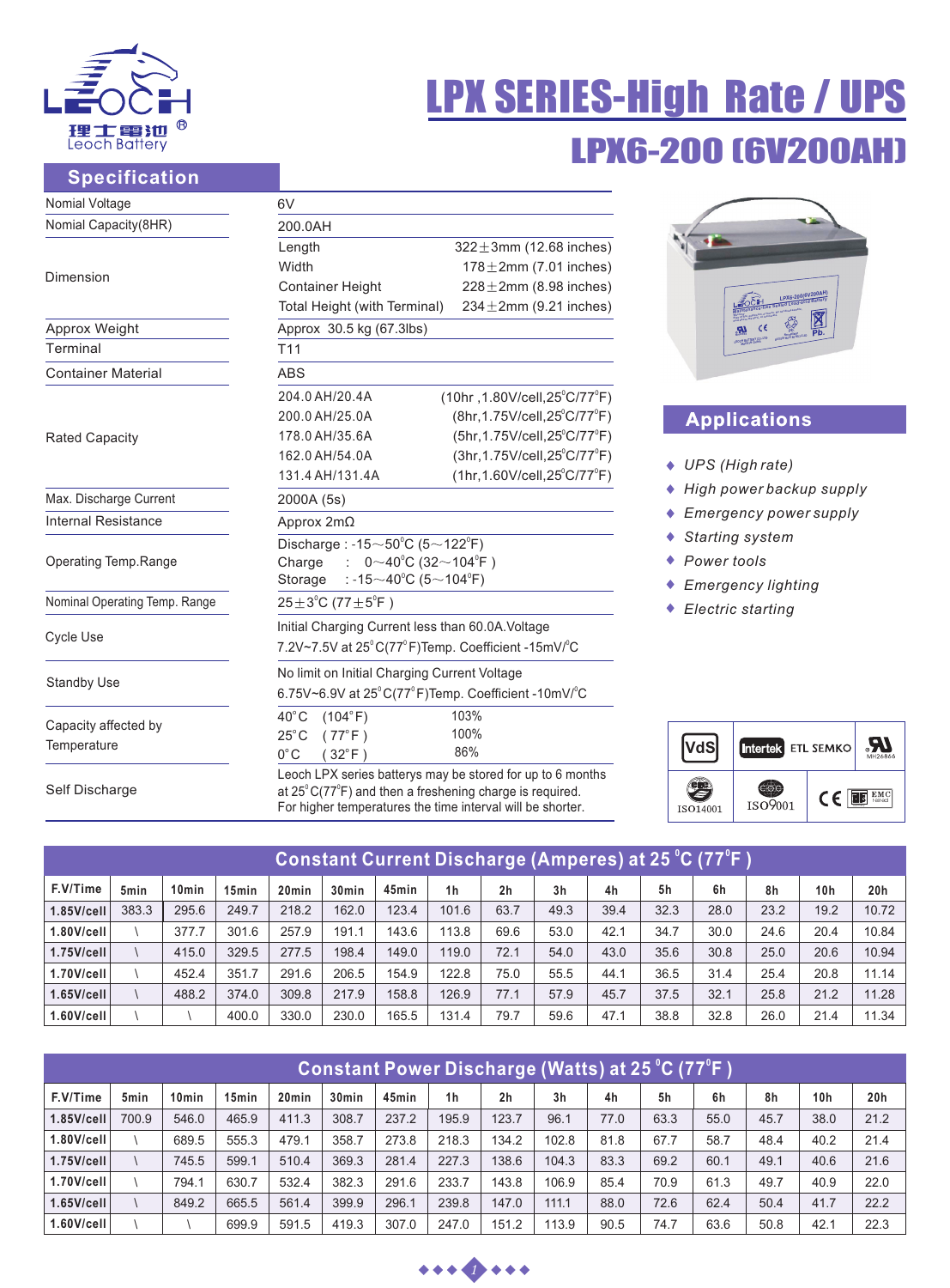# LPX SERIES-High Rate / UPS

## LPX6-200 (6V200AH)

Leoch Battery

## Specification

| | | |
|---|---|---|
| Nomial Voltage | 6V | |
| Nomial Capacity(8HR) | 200.0AH | |
| Dimension | Length | 322±3mm (12.68 inches) |
| | Width | 178±2mm (7.01 inches) |
| | Container Height | 228±2mm (8.98 inches) |
| | Total Height (with Terminal) | 234±2mm (9.21 inches) |
| Approx Weight | Approx 30.5 kg (67.3lbs) | |
| Terminal | T11 | |
| Container Material | ABS | |
| Rated Capacity | 204.0 AH/20.4A | (10hr ,1.80V/cell,25°C/77°F) |
| | 200.0 AH/25.0A | (8hr,1.75V/cell,25°C/77°F) |
| | 178.0 AH/35.6A | (5hr,1.75V/cell,25°C/77°F) |
| | 162.0 AH/54.0A | (3hr,1.75V/cell,25°C/77°F) |
| | 131.4 AH/131.4A | (1hr,1.60V/cell,25°C/77°F) |
| Max. Discharge Current | 2000A (5s) | |
| Internal Resistance | Approx 2mΩ | |
| Operating Temp.Range | Discharge : -15～50°C (5～122°F) | |
| | Charge : 0～40°C (32～104°F ) | |
| | Storage : -15～40°C (5～104°F) | |
| Nominal Operating Temp. Range | 25±3°C (77±5°F ) | |
| Cycle Use | Initial Charging Current less than 60.0A.Voltage 7.2V~7.5V at 25°C(77°F)Temp. Coefficient -15mV/°C | |
| Standby Use | No limit on Initial Charging Current Voltage 6.75V~6.9V at 25°C(77°F)Temp. Coefficient -10mV/°C | |
| Capacity affected by Temperature | 40°C (104°F) | 103% |
| | 25°C (77°F ) | 100% |
| | 0°C (32°F ) | 86% |
| Self Discharge | Leoch LPX series batterys may be stored for up to 6 months at 25°C(77°F) and then a freshening charge is required. For higher temperatures the time interval will be shorter. | |

## Applications

- *UPS (High rate)*
- *High power backup supply*
- *Emergency power supply*
- *Starting system*
- *Power tools*
- *Emergency lighting*
- *Electric starting*

VdS | Intertek ETL SEMKO | UL MH26866 | ISO14001 | ISO9001 | CE | EMC

## Constant Current Discharge (Amperes) at 25°C (77°F )

| F.V/Time | 5min | 10min | 15min | 20min | 30min | 45min | 1h | 2h | 3h | 4h | 5h | 6h | 8h | 10h | 20h |
|---|---|---|---|---|---|---|---|---|---|---|---|---|---|---|---|
| 1.85V/cell | 383.3 | 295.6 | 249.7 | 218.2 | 162.0 | 123.4 | 101.6 | 63.7 | 49.3 | 39.4 | 32.3 | 28.0 | 23.2 | 19.2 | 10.72 |
| 1.80V/cell | \ | 377.7 | 301.6 | 257.9 | 191.1 | 143.6 | 113.8 | 69.6 | 53.0 | 42.1 | 34.7 | 30.0 | 24.6 | 20.4 | 10.84 |
| 1.75V/cell | \ | 415.0 | 329.5 | 277.5 | 198.4 | 149.0 | 119.0 | 72.1 | 54.0 | 43.0 | 35.6 | 30.8 | 25.0 | 20.6 | 10.94 |
| 1.70V/cell | \ | 452.4 | 351.7 | 291.6 | 206.5 | 154.9 | 122.8 | 75.0 | 55.5 | 44.1 | 36.5 | 31.4 | 25.4 | 20.8 | 11.14 |
| 1.65V/cell | \ | 488.2 | 374.0 | 309.8 | 217.9 | 158.8 | 126.9 | 77.1 | 57.9 | 45.7 | 37.5 | 32.1 | 25.8 | 21.2 | 11.28 |
| 1.60V/cell | \ | \ | 400.0 | 330.0 | 230.0 | 165.5 | 131.4 | 79.7 | 59.6 | 47.1 | 38.8 | 32.8 | 26.0 | 21.4 | 11.34 |

## Constant Power Discharge (Watts) at 25°C (77°F )

| F.V/Time | 5min | 10min | 15min | 20min | 30min | 45min | 1h | 2h | 3h | 4h | 5h | 6h | 8h | 10h | 20h |
|---|---|---|---|---|---|---|---|---|---|---|---|---|---|---|---|
| 1.85V/cell | 700.9 | 546.0 | 465.9 | 411.3 | 308.7 | 237.2 | 195.9 | 123.7 | 96.1 | 77.0 | 63.3 | 55.0 | 45.7 | 38.0 | 21.2 |
| 1.80V/cell | \ | 689.5 | 555.3 | 479.1 | 358.7 | 273.8 | 218.3 | 134.2 | 102.8 | 81.8 | 67.7 | 58.7 | 48.4 | 40.2 | 21.4 |
| 1.75V/cell | \ | 745.5 | 599.1 | 510.4 | 369.3 | 281.4 | 227.3 | 138.6 | 104.3 | 83.3 | 69.2 | 60.1 | 49.1 | 40.6 | 21.6 |
| 1.70V/cell | \ | 794.1 | 630.7 | 532.4 | 382.3 | 291.6 | 233.7 | 143.8 | 106.9 | 85.4 | 70.9 | 61.3 | 49.7 | 40.9 | 22.0 |
| 1.65V/cell | \ | 849.2 | 665.5 | 561.4 | 399.9 | 296.1 | 239.8 | 147.0 | 111.1 | 88.0 | 72.6 | 62.4 | 50.4 | 41.7 | 22.2 |
| 1.60V/cell | \ | \ | 699.9 | 591.5 | 419.3 | 307.0 | 247.0 | 151.2 | 113.9 | 90.5 | 74.7 | 63.6 | 50.8 | 42.1 | 22.3 |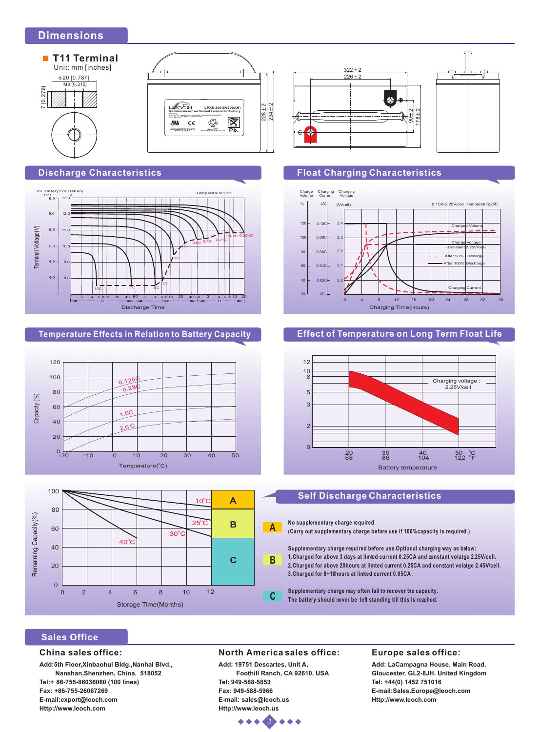## Dimensions

### T11 Terminal

Unit: mm [inches]

ϕ20 [0.787]

M8 [0.315]

7 [0.276]

LPX6-200(6V200AH)

Maintenance-free Sealed Lead-acid Battery

Pb.

228±2

234±2

322±2

226±2

90±2

178±2

## Discharge Characteristics

6V Battery 12V Battery

(V) (V)

Temperature:25C

Terminal Voltage(V)

6.5 13.0
6.0 12.0
5.5 11.0
5.0 10.0
4.5 9.0
4.0 8.0

0.102C 0.054C
0.6C 0.4C 0.21C
1C
2C
3C
10C 7C 5C

1 2 4 6 8 10 20 40 60 2 4 6 8 10 20 40 60 2 4 6 8 10 20

S min H

Discharge Time

## Float Charging Characteristics

Charge Volume % | Charging Current (A) | Charging Voltage (V/cell)

0.1CA-2.25V/cell temperature25C

120 0.10C 2.4
100 0.08C 2.3
80 0.06C 2.2
60 0.04C 2.1
40 0.02C 2.0
20 0C

Charged Volume

Charge Voltage (Constant 2.25V/cell)

After 50% Discharge

After 100% Discharge

Charging Current

0 4 8 12 16 20 24 28 32 36

Charging Time(Hours)

## Temperature Effects in Relation to Battery Capacity

Capacity (%)

120 100 80 60 40 20 0

0.125C
0.28C
1.0C
2.0 C

-20 -10 0 10 20 30 40 50

Temperature(°C)

## Effect of Temperature on Long Term Float Life

12 10 8 5 3 2 0

Charging voltage : 2.25V/cell

20 30 40 50 °C
68 86 104 122 °F

Battery temperature

Remaining Capacity(%)

100 80 60 40 20 0

10°C
25°C
30°C
40°C

A
B
C

0 2 4 6 8 10 12

Storage Time(Months)

## Self Discharge Characteristics

**A** No supplementary charge required
(Carry out supplementary charge before use if 100%capacity is required.)

**B** Supplementary charge required before use.Optional charging way as below:
1.Charged for above 3 days at limted current 0.25CA and constant volatge 2.25V/cell.
2.Charged for above 20hours at limted current 0.25CA and constant volatge 2.45V/cell.
3.Charged for 8~10hours at limted current 0.05CA .

**C** Supplementary charge may often fail to recover the capacity.
The battery should never be left standing till this is reached.

## Sales Office

### China sales office:

Add:5th Floor,Xinbaohui Bldg.,Nanhai Blvd., Nanshan,Shenzhen, China. 518052
Tel:+ 86-755-86036060 (100 lines)
Fax: +86-755-26067269
E-mail:export@leoch.com
Http://www.leoch.com

### North America sales office:

Add: 19751 Descartes, Unit A, Foothill Ranch, CA 92610, USA
Tel: 949-588-5853
Fax: 949-588-5966
E-mail: sales@leoch.us
Http://www.leoch.us

### Europe sales office:

Add: LaCampagna House. Main Road. Gloucester. GL2-8JH. United Kingdom
Tel: +44(0) 1452 751016
E-mail:Sales.Europe@leoch.com
Http://www.leoch.com